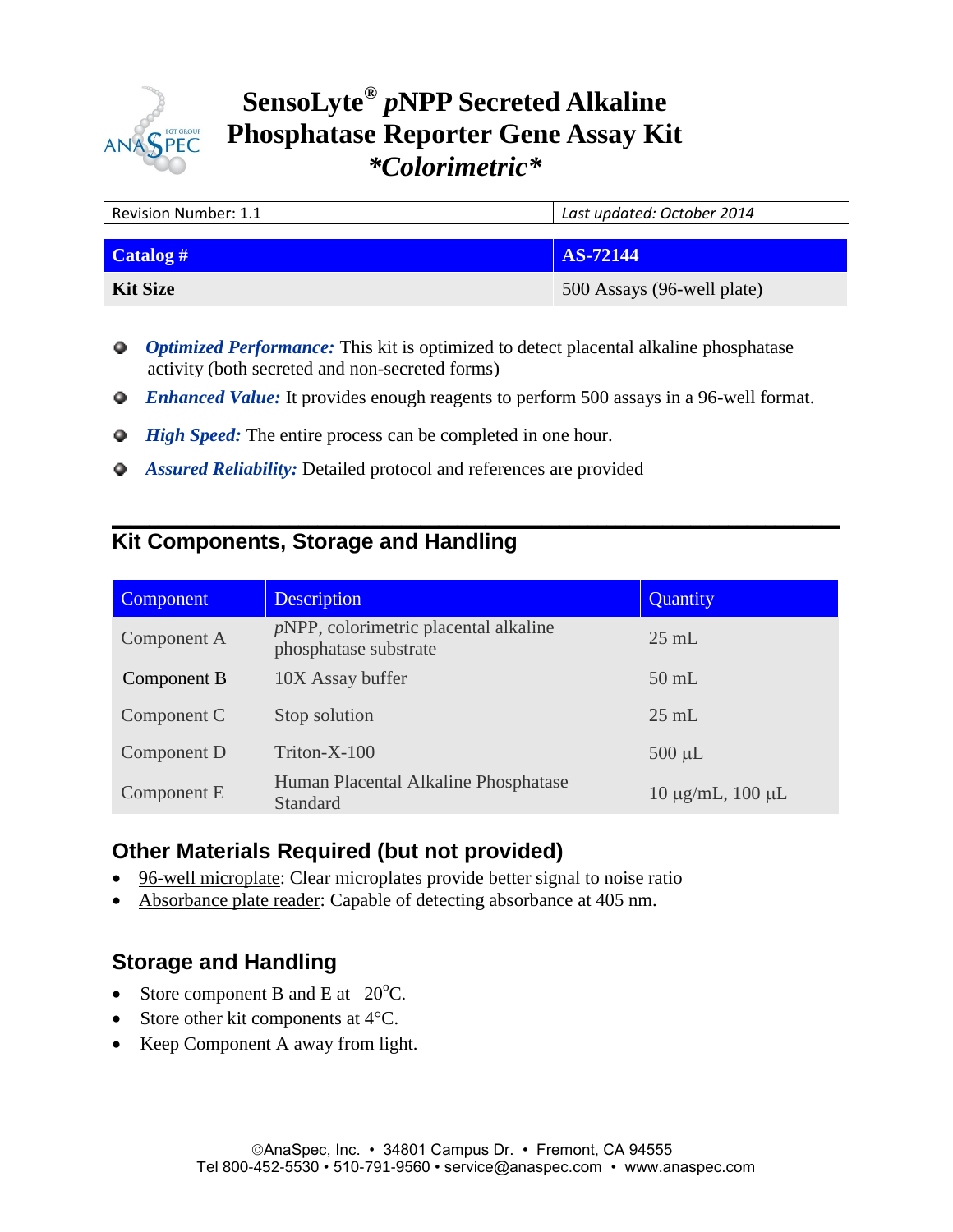# SensoLyte® *p*NPP Secreted Alkaline Phosphatase Reporter Gene Assay Kit *\*Colorimetric\**

| Revision Number: 1.1 | *Last updated: October 2014* |
|---|---|

| **Catalog #** | **AS-72144** |
|---|---|
| **Kit Size** | 500 Assays (96-well plate) |

- ***Optimized Performance:*** This kit is optimized to detect placental alkaline phosphatase activity (both secreted and non-secreted forms)
- ***Enhanced Value:*** It provides enough reagents to perform 500 assays in a 96-well format.
- ***High Speed:*** The entire process can be completed in one hour.
- ***Assured Reliability:*** Detailed protocol and references are provided

## Kit Components, Storage and Handling

| Component | Description | Quantity |
|---|---|---|
| Component A | *p*NPP, colorimetric placental alkaline phosphatase substrate | 25 mL |
| Component B | 10X Assay buffer | 50 mL |
| Component C | Stop solution | 25 mL |
| Component D | Triton-X-100 | 500 µL |
| Component E | Human Placental Alkaline Phosphatase Standard | 10 µg/mL, 100 µL |

## Other Materials Required (but not provided)

- 96-well microplate: Clear microplates provide better signal to noise ratio
- Absorbance plate reader: Capable of detecting absorbance at 405 nm.

## Storage and Handling

- Store component B and E at –20°C.
- Store other kit components at 4°C.
- Keep Component A away from light.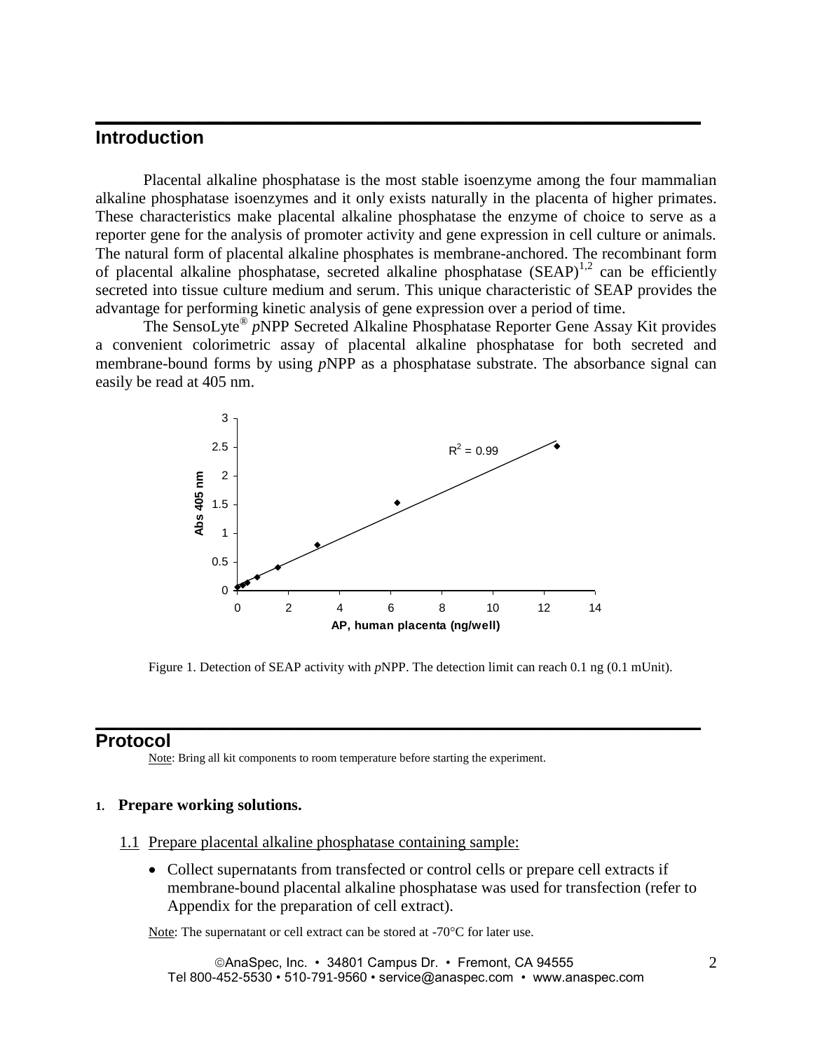## Introduction

Placental alkaline phosphatase is the most stable isoenzyme among the four mammalian alkaline phosphatase isoenzymes and it only exists naturally in the placenta of higher primates. These characteristics make placental alkaline phosphatase the enzyme of choice to serve as a reporter gene for the analysis of promoter activity and gene expression in cell culture or animals. The natural form of placental alkaline phosphates is membrane-anchored. The recombinant form of placental alkaline phosphatase, secreted alkaline phosphatase (SEAP)[1,2] can be efficiently secreted into tissue culture medium and serum. This unique characteristic of SEAP provides the advantage for performing kinetic analysis of gene expression over a period of time.

The SensoLyte® *p*NPP Secreted Alkaline Phosphatase Reporter Gene Assay Kit provides a convenient colorimetric assay of placental alkaline phosphatase for both secreted and membrane-bound forms by using *p*NPP as a phosphatase substrate. The absorbance signal can easily be read at 405 nm.

Figure 1. Detection of SEAP activity with *p*NPP. The detection limit can reach 0.1 ng (0.1 mUnit).

## Protocol

Note: Bring all kit components to room temperature before starting the experiment.

**1. Prepare working solutions.**

1.1 Prepare placental alkaline phosphatase containing sample:

- Collect supernatants from transfected or control cells or prepare cell extracts if membrane-bound placental alkaline phosphatase was used for transfection (refer to Appendix for the preparation of cell extract).

Note: The supernatant or cell extract can be stored at -70°C for later use.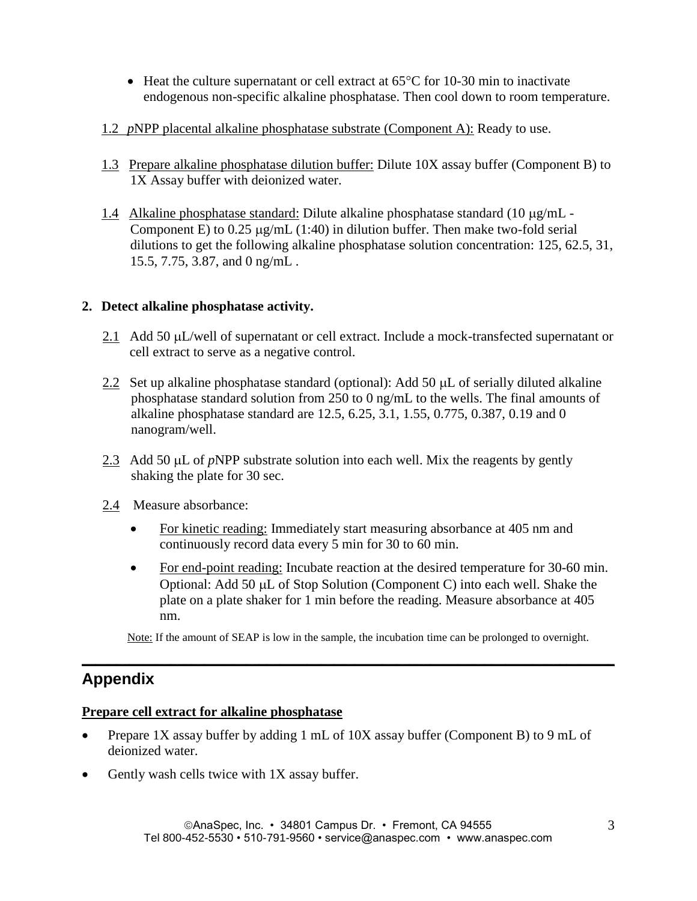- Heat the culture supernatant or cell extract at 65°C for 10-30 min to inactivate endogenous non-specific alkaline phosphatase. Then cool down to room temperature.

1.2 *p*NPP placental alkaline phosphatase substrate (Component A): Ready to use.

1.3 Prepare alkaline phosphatase dilution buffer: Dilute 10X assay buffer (Component B) to 1X Assay buffer with deionized water.

1.4 Alkaline phosphatase standard: Dilute alkaline phosphatase standard (10 μg/mL - Component E) to 0.25 μg/mL (1:40) in dilution buffer. Then make two-fold serial dilutions to get the following alkaline phosphatase solution concentration: 125, 62.5, 31, 15.5, 7.75, 3.87, and 0 ng/mL .

**2. Detect alkaline phosphatase activity.**

2.1 Add 50 μL/well of supernatant or cell extract. Include a mock-transfected supernatant or cell extract to serve as a negative control.

2.2 Set up alkaline phosphatase standard (optional): Add 50 μL of serially diluted alkaline phosphatase standard solution from 250 to 0 ng/mL to the wells. The final amounts of alkaline phosphatase standard are 12.5, 6.25, 3.1, 1.55, 0.775, 0.387, 0.19 and 0 nanogram/well.

2.3 Add 50 μL of *p*NPP substrate solution into each well. Mix the reagents by gently shaking the plate for 30 sec.

2.4 Measure absorbance:

- For kinetic reading: Immediately start measuring absorbance at 405 nm and continuously record data every 5 min for 30 to 60 min.
- For end-point reading: Incubate reaction at the desired temperature for 30-60 min. Optional: Add 50 μL of Stop Solution (Component C) into each well. Shake the plate on a plate shaker for 1 min before the reading. Measure absorbance at 405 nm.

Note: If the amount of SEAP is low in the sample, the incubation time can be prolonged to overnight.

## Appendix

**Prepare cell extract for alkaline phosphatase**

- Prepare 1X assay buffer by adding 1 mL of 10X assay buffer (Component B) to 9 mL of deionized water.
- Gently wash cells twice with 1X assay buffer.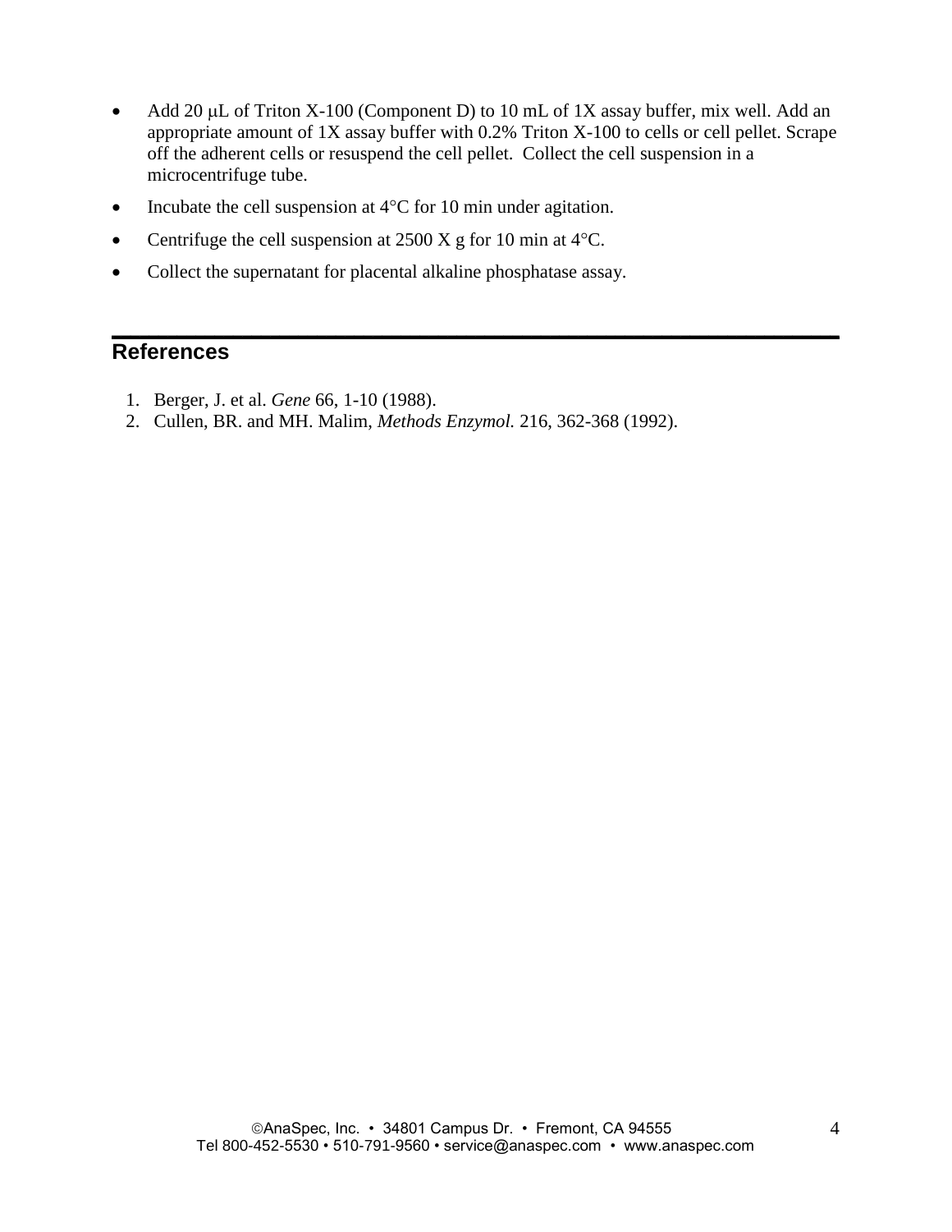- Add 20 μL of Triton X-100 (Component D) to 10 mL of 1X assay buffer, mix well. Add an appropriate amount of 1X assay buffer with 0.2% Triton X-100 to cells or cell pellet. Scrape off the adherent cells or resuspend the cell pellet. Collect the cell suspension in a microcentrifuge tube.
- Incubate the cell suspension at 4°C for 10 min under agitation.
- Centrifuge the cell suspension at 2500 X g for 10 min at 4°C.
- Collect the supernatant for placental alkaline phosphatase assay.

## References

1. Berger, J. et al. *Gene* 66, 1-10 (1988).
2. Cullen, BR. and MH. Malim, *Methods Enzymol.* 216, 362-368 (1992).